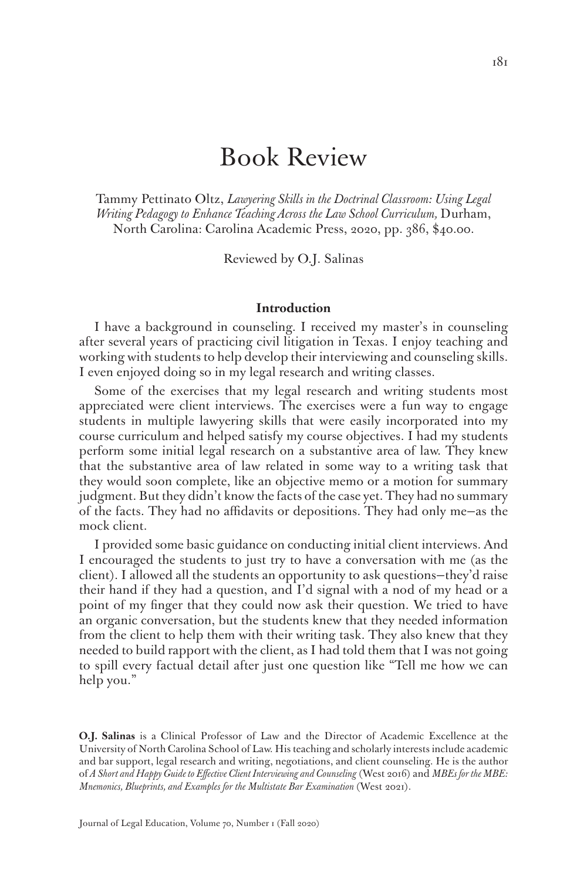# Book Review

Tammy Pettinato Oltz, *Lawyering Skills in the Doctrinal Classroom: Using Legal Writing Pedagogy to Enhance Teaching Across the Law School Curriculum,* Durham, North Carolina: Carolina Academic Press, 2020, pp. 386, $40.00.

Reviewed by O.J. Salinas

## Introduction

I have a background in counseling. I received my master's in counseling after several years of practicing civil litigation in Texas. I enjoy teaching and working with students to help develop their interviewing and counseling skills. I even enjoyed doing so in my legal research and writing classes.

Some of the exercises that my legal research and writing students most appreciated were client interviews. The exercises were a fun way to engage students in multiple lawyering skills that were easily incorporated into my course curriculum and helped satisfy my course objectives. I had my students perform some initial legal research on a substantive area of law. They knew that the substantive area of law related in some way to a writing task that they would soon complete, like an objective memo or a motion for summary judgment. But they didn't know the facts of the case yet. They had no summary of the facts. They had no affidavits or depositions. They had only me—as the mock client.

I provided some basic guidance on conducting initial client interviews. And I encouraged the students to just try to have a conversation with me (as the client). I allowed all the students an opportunity to ask questions—they'd raise their hand if they had a question, and I'd signal with a nod of my head or a point of my finger that they could now ask their question. We tried to have an organic conversation, but the students knew that they needed information from the client to help them with their writing task. They also knew that they needed to build rapport with the client, as I had told them that I was not going to spill every factual detail after just one question like "Tell me how we can help you."

**O.J. Salinas** is a Clinical Professor of Law and the Director of Academic Excellence at the University of North Carolina School of Law. His teaching and scholarly interests include academic and bar support, legal research and writing, negotiations, and client counseling. He is the author of *A Short and Happy Guide to Effective Client Interviewing and Counseling* (West 2016) and *MBEs for the MBE: Mnemonics, Blueprints, and Examples for the Multistate Bar Examination* (West 2021).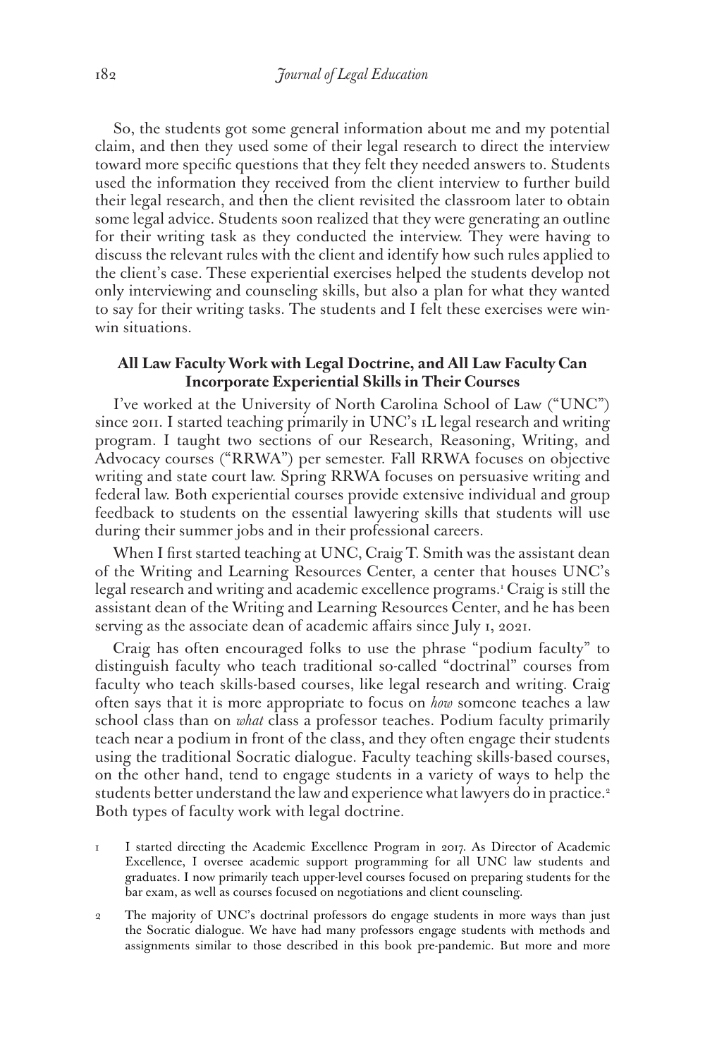So, the students got some general information about me and my potential claim, and then they used some of their legal research to direct the interview toward more specific questions that they felt they needed answers to. Students used the information they received from the client interview to further build their legal research, and then the client revisited the classroom later to obtain some legal advice. Students soon realized that they were generating an outline for their writing task as they conducted the interview. They were having to discuss the relevant rules with the client and identify how such rules applied to the client's case. These experiential exercises helped the students develop not only interviewing and counseling skills, but also a plan for what they wanted to say for their writing tasks. The students and I felt these exercises were win-win situations.

## All Law Faculty Work with Legal Doctrine, and All Law Faculty Can Incorporate Experiential Skills in Their Courses

I've worked at the University of North Carolina School of Law ("UNC") since 2011. I started teaching primarily in UNC's 1L legal research and writing program. I taught two sections of our Research, Reasoning, Writing, and Advocacy courses ("RRWA") per semester. Fall RRWA focuses on objective writing and state court law. Spring RRWA focuses on persuasive writing and federal law. Both experiential courses provide extensive individual and group feedback to students on the essential lawyering skills that students will use during their summer jobs and in their professional careers.

When I first started teaching at UNC, Craig T. Smith was the assistant dean of the Writing and Learning Resources Center, a center that houses UNC's legal research and writing and academic excellence programs.[1] Craig is still the assistant dean of the Writing and Learning Resources Center, and he has been serving as the associate dean of academic affairs since July 1, 2021.

Craig has often encouraged folks to use the phrase "podium faculty" to distinguish faculty who teach traditional so-called "doctrinal" courses from faculty who teach skills-based courses, like legal research and writing. Craig often says that it is more appropriate to focus on *how* someone teaches a law school class than on *what* class a professor teaches. Podium faculty primarily teach near a podium in front of the class, and they often engage their students using the traditional Socratic dialogue. Faculty teaching skills-based courses, on the other hand, tend to engage students in a variety of ways to help the students better understand the law and experience what lawyers do in practice.[2] Both types of faculty work with legal doctrine.

1 I started directing the Academic Excellence Program in 2017. As Director of Academic Excellence, I oversee academic support programming for all UNC law students and graduates. I now primarily teach upper-level courses focused on preparing students for the bar exam, as well as courses focused on negotiations and client counseling.

2 The majority of UNC's doctrinal professors do engage students in more ways than just the Socratic dialogue. We have had many professors engage students with methods and assignments similar to those described in this book pre-pandemic. But more and more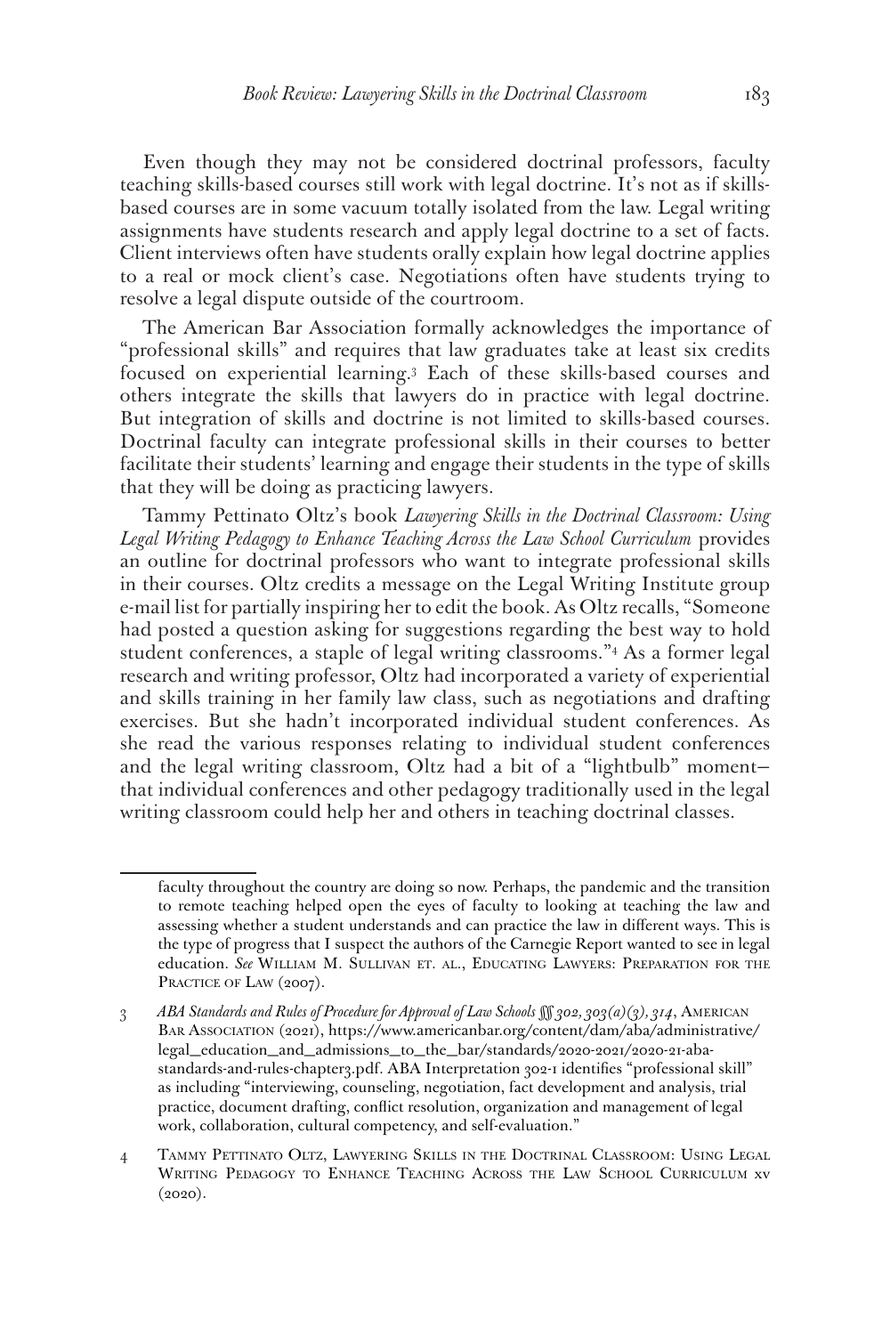Even though they may not be considered doctrinal professors, faculty teaching skills-based courses still work with legal doctrine. It's not as if skills-based courses are in some vacuum totally isolated from the law. Legal writing assignments have students research and apply legal doctrine to a set of facts. Client interviews often have students orally explain how legal doctrine applies to a real or mock client's case. Negotiations often have students trying to resolve a legal dispute outside of the courtroom.

The American Bar Association formally acknowledges the importance of "professional skills" and requires that law graduates take at least six credits focused on experiential learning.[3] Each of these skills-based courses and others integrate the skills that lawyers do in practice with legal doctrine. But integration of skills and doctrine is not limited to skills-based courses. Doctrinal faculty can integrate professional skills in their courses to better facilitate their students' learning and engage their students in the type of skills that they will be doing as practicing lawyers.

Tammy Pettinato Oltz's book *Lawyering Skills in the Doctrinal Classroom: Using Legal Writing Pedagogy to Enhance Teaching Across the Law School Curriculum* provides an outline for doctrinal professors who want to integrate professional skills in their courses. Oltz credits a message on the Legal Writing Institute group e-mail list for partially inspiring her to edit the book. As Oltz recalls, "Someone had posted a question asking for suggestions regarding the best way to hold student conferences, a staple of legal writing classrooms."[4] As a former legal research and writing professor, Oltz had incorporated a variety of experiential and skills training in her family law class, such as negotiations and drafting exercises. But she hadn't incorporated individual student conferences. As she read the various responses relating to individual student conferences and the legal writing classroom, Oltz had a bit of a "lightbulb" moment—that individual conferences and other pedagogy traditionally used in the legal writing classroom could help her and others in teaching doctrinal classes.

---

faculty throughout the country are doing so now. Perhaps, the pandemic and the transition to remote teaching helped open the eyes of faculty to looking at teaching the law and assessing whether a student understands and can practice the law in different ways. This is the type of progress that I suspect the authors of the Carnegie Report wanted to see in legal education. *See* William M. Sullivan et. al., Educating Lawyers: Preparation for the Practice of Law (2007).

3 *ABA Standards and Rules of Procedure for Approval of Law Schools §§ 302, 303(a)(3), 314*, American Bar Association (2021), https://www.americanbar.org/content/dam/aba/administrative/legal_education_and_admissions_to_the_bar/standards/2020-2021/2020-21-aba-standards-and-rules-chapter3.pdf. ABA Interpretation 302-1 identifies "professional skill" as including "interviewing, counseling, negotiation, fact development and analysis, trial practice, document drafting, conflict resolution, organization and management of legal work, collaboration, cultural competency, and self-evaluation."

4 Tammy Pettinato Oltz, Lawyering Skills in the Doctrinal Classroom: Using Legal Writing Pedagogy to Enhance Teaching Across the Law School Curriculum xv (2020).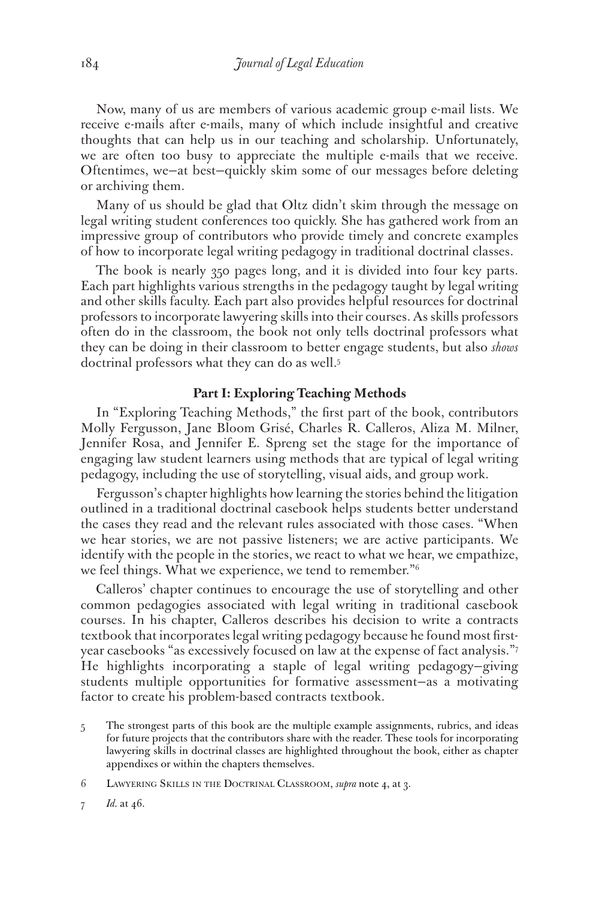Now, many of us are members of various academic group e-mail lists. We receive e-mails after e-mails, many of which include insightful and creative thoughts that can help us in our teaching and scholarship. Unfortunately, we are often too busy to appreciate the multiple e-mails that we receive. Oftentimes, we—at best—quickly skim some of our messages before deleting or archiving them.

Many of us should be glad that Oltz didn't skim through the message on legal writing student conferences too quickly. She has gathered work from an impressive group of contributors who provide timely and concrete examples of how to incorporate legal writing pedagogy in traditional doctrinal classes.

The book is nearly 350 pages long, and it is divided into four key parts. Each part highlights various strengths in the pedagogy taught by legal writing and other skills faculty. Each part also provides helpful resources for doctrinal professors to incorporate lawyering skills into their courses. As skills professors often do in the classroom, the book not only tells doctrinal professors what they can be doing in their classroom to better engage students, but also *shows* doctrinal professors what they can do as well.[5]

### Part I: Exploring Teaching Methods

In "Exploring Teaching Methods," the first part of the book, contributors Molly Fergusson, Jane Bloom Grisé, Charles R. Calleros, Aliza M. Milner, Jennifer Rosa, and Jennifer E. Spreng set the stage for the importance of engaging law student learners using methods that are typical of legal writing pedagogy, including the use of storytelling, visual aids, and group work.

Fergusson's chapter highlights how learning the stories behind the litigation outlined in a traditional doctrinal casebook helps students better understand the cases they read and the relevant rules associated with those cases. "When we hear stories, we are not passive listeners; we are active participants. We identify with the people in the stories, we react to what we hear, we empathize, we feel things. What we experience, we tend to remember."[6]

Calleros' chapter continues to encourage the use of storytelling and other common pedagogies associated with legal writing in traditional casebook courses. In his chapter, Calleros describes his decision to write a contracts textbook that incorporates legal writing pedagogy because he found most first-year casebooks "as excessively focused on law at the expense of fact analysis."[7] He highlights incorporating a staple of legal writing pedagogy—giving students multiple opportunities for formative assessment—as a motivating factor to create his problem-based contracts textbook.

---

5 The strongest parts of this book are the multiple example assignments, rubrics, and ideas for future projects that the contributors share with the reader. These tools for incorporating lawyering skills in doctrinal classes are highlighted throughout the book, either as chapter appendixes or within the chapters themselves.

6 Lawyering Skills in the Doctrinal Classroom, *supra* note 4, at 3.

7 *Id.* at 46.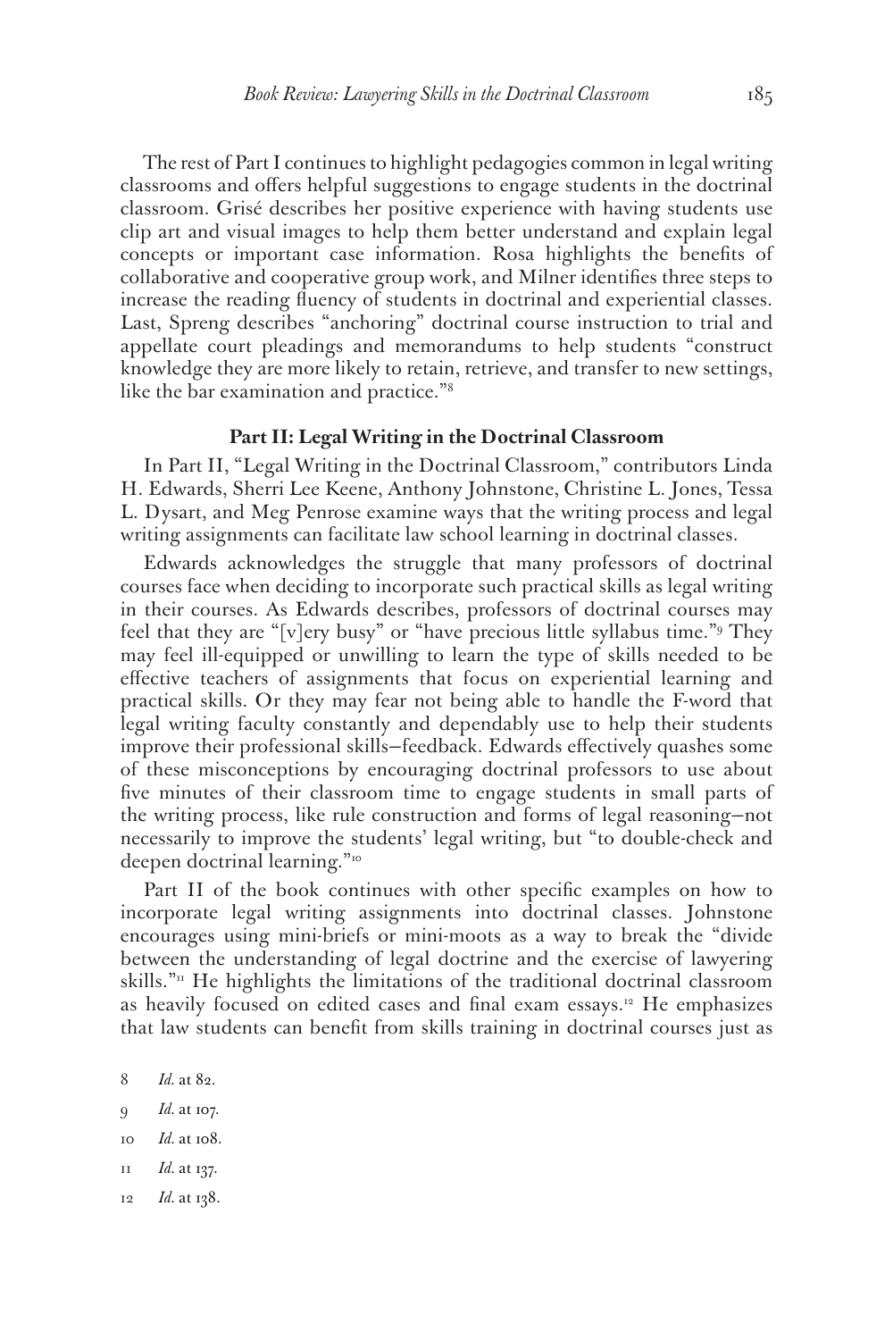The rest of Part I continues to highlight pedagogies common in legal writing classrooms and offers helpful suggestions to engage students in the doctrinal classroom. Grisé describes her positive experience with having students use clip art and visual images to help them better understand and explain legal concepts or important case information. Rosa highlights the benefits of collaborative and cooperative group work, and Milner identifies three steps to increase the reading fluency of students in doctrinal and experiential classes. Last, Spreng describes "anchoring" doctrinal course instruction to trial and appellate court pleadings and memorandums to help students "construct knowledge they are more likely to retain, retrieve, and transfer to new settings, like the bar examination and practice."[8]

### Part II: Legal Writing in the Doctrinal Classroom

In Part II, "Legal Writing in the Doctrinal Classroom," contributors Linda H. Edwards, Sherri Lee Keene, Anthony Johnstone, Christine L. Jones, Tessa L. Dysart, and Meg Penrose examine ways that the writing process and legal writing assignments can facilitate law school learning in doctrinal classes.

Edwards acknowledges the struggle that many professors of doctrinal courses face when deciding to incorporate such practical skills as legal writing in their courses. As Edwards describes, professors of doctrinal courses may feel that they are "[v]ery busy" or "have precious little syllabus time."[9] They may feel ill-equipped or unwilling to learn the type of skills needed to be effective teachers of assignments that focus on experiential learning and practical skills. Or they may fear not being able to handle the F-word that legal writing faculty constantly and dependably use to help their students improve their professional skills—feedback. Edwards effectively quashes some of these misconceptions by encouraging doctrinal professors to use about five minutes of their classroom time to engage students in small parts of the writing process, like rule construction and forms of legal reasoning—not necessarily to improve the students' legal writing, but "to double-check and deepen doctrinal learning."[10]

Part II of the book continues with other specific examples on how to incorporate legal writing assignments into doctrinal classes. Johnstone encourages using mini-briefs or mini-moots as a way to break the "divide between the understanding of legal doctrine and the exercise of lawyering skills."[11] He highlights the limitations of the traditional doctrinal classroom as heavily focused on edited cases and final exam essays.[12] He emphasizes that law students can benefit from skills training in doctrinal courses just as

8 *Id.* at 82.

9 *Id.* at 107.

10 *Id.* at 108.

11 *Id.* at 137.

12 *Id.* at 138.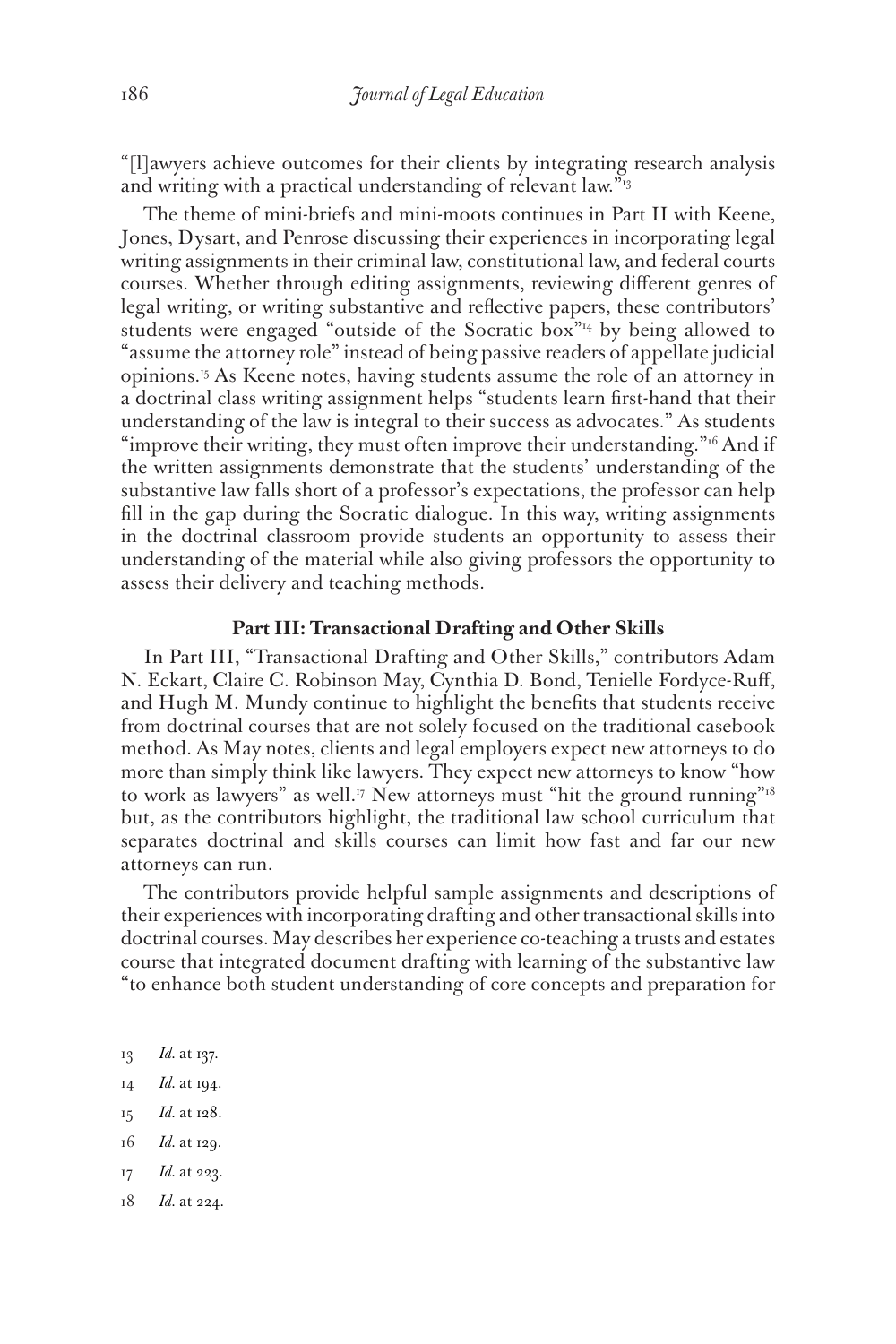"[l]awyers achieve outcomes for their clients by integrating research analysis and writing with a practical understanding of relevant law."[13]

The theme of mini-briefs and mini-moots continues in Part II with Keene, Jones, Dysart, and Penrose discussing their experiences in incorporating legal writing assignments in their criminal law, constitutional law, and federal courts courses. Whether through editing assignments, reviewing different genres of legal writing, or writing substantive and reflective papers, these contributors' students were engaged "outside of the Socratic box"[14] by being allowed to "assume the attorney role" instead of being passive readers of appellate judicial opinions.[15] As Keene notes, having students assume the role of an attorney in a doctrinal class writing assignment helps "students learn first-hand that their understanding of the law is integral to their success as advocates." As students "improve their writing, they must often improve their understanding."[16] And if the written assignments demonstrate that the students' understanding of the substantive law falls short of a professor's expectations, the professor can help fill in the gap during the Socratic dialogue. In this way, writing assignments in the doctrinal classroom provide students an opportunity to assess their understanding of the material while also giving professors the opportunity to assess their delivery and teaching methods.

### Part III: Transactional Drafting and Other Skills

In Part III, "Transactional Drafting and Other Skills," contributors Adam N. Eckart, Claire C. Robinson May, Cynthia D. Bond, Tenielle Fordyce-Ruff, and Hugh M. Mundy continue to highlight the benefits that students receive from doctrinal courses that are not solely focused on the traditional casebook method. As May notes, clients and legal employers expect new attorneys to do more than simply think like lawyers. They expect new attorneys to know "how to work as lawyers" as well.[17] New attorneys must "hit the ground running"[18] but, as the contributors highlight, the traditional law school curriculum that separates doctrinal and skills courses can limit how fast and far our new attorneys can run.

The contributors provide helpful sample assignments and descriptions of their experiences with incorporating drafting and other transactional skills into doctrinal courses. May describes her experience co-teaching a trusts and estates course that integrated document drafting with learning of the substantive law "to enhance both student understanding of core concepts and preparation for

13 *Id.* at 137.

14 *Id.* at 194.

15 *Id.* at 128.

16 *Id.* at 129.

17 *Id.* at 223.

18 *Id.* at 224.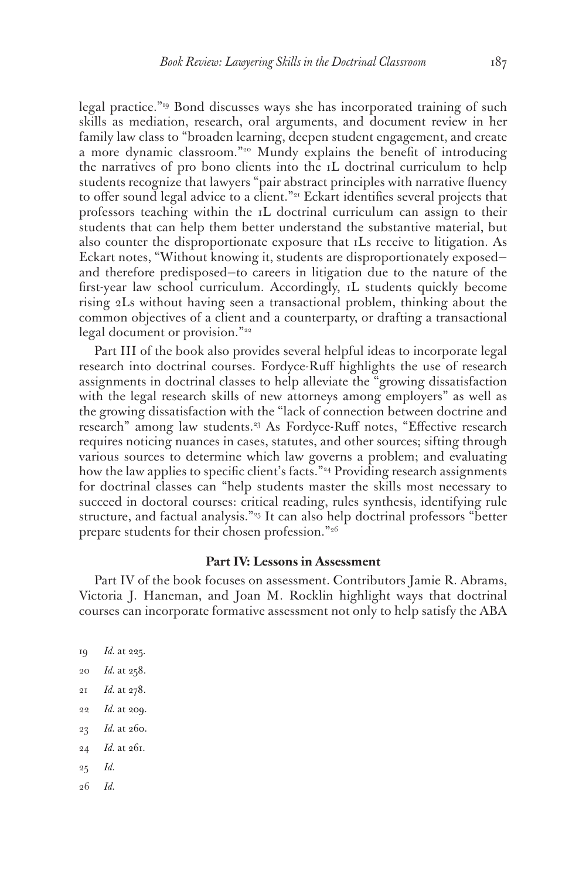legal practice."[19] Bond discusses ways she has incorporated training of such skills as mediation, research, oral arguments, and document review in her family law class to "broaden learning, deepen student engagement, and create a more dynamic classroom."[20] Mundy explains the benefit of introducing the narratives of pro bono clients into the 1L doctrinal curriculum to help students recognize that lawyers "pair abstract principles with narrative fluency to offer sound legal advice to a client."[21] Eckart identifies several projects that professors teaching within the 1L doctrinal curriculum can assign to their students that can help them better understand the substantive material, but also counter the disproportionate exposure that 1Ls receive to litigation. As Eckart notes, "Without knowing it, students are disproportionately exposed—and therefore predisposed—to careers in litigation due to the nature of the first-year law school curriculum. Accordingly, 1L students quickly become rising 2Ls without having seen a transactional problem, thinking about the common objectives of a client and a counterparty, or drafting a transactional legal document or provision."[22]

Part III of the book also provides several helpful ideas to incorporate legal research into doctrinal courses. Fordyce-Ruff highlights the use of research assignments in doctrinal classes to help alleviate the "growing dissatisfaction with the legal research skills of new attorneys among employers" as well as the growing dissatisfaction with the "lack of connection between doctrine and research" among law students.[23] As Fordyce-Ruff notes, "Effective research requires noticing nuances in cases, statutes, and other sources; sifting through various sources to determine which law governs a problem; and evaluating how the law applies to specific client's facts."[24] Providing research assignments for doctrinal classes can "help students master the skills most necessary to succeed in doctoral courses: critical reading, rules synthesis, identifying rule structure, and factual analysis."[25] It can also help doctrinal professors "better prepare students for their chosen profession."[26]

### Part IV: Lessons in Assessment

Part IV of the book focuses on assessment. Contributors Jamie R. Abrams, Victoria J. Haneman, and Joan M. Rocklin highlight ways that doctrinal courses can incorporate formative assessment not only to help satisfy the ABA

19 *Id.* at 225.

20 *Id.* at 258.

21 *Id.* at 278.

22 *Id.* at 209.

23 *Id.* at 260.

24 *Id.* at 261.

25 *Id.*

26 *Id.*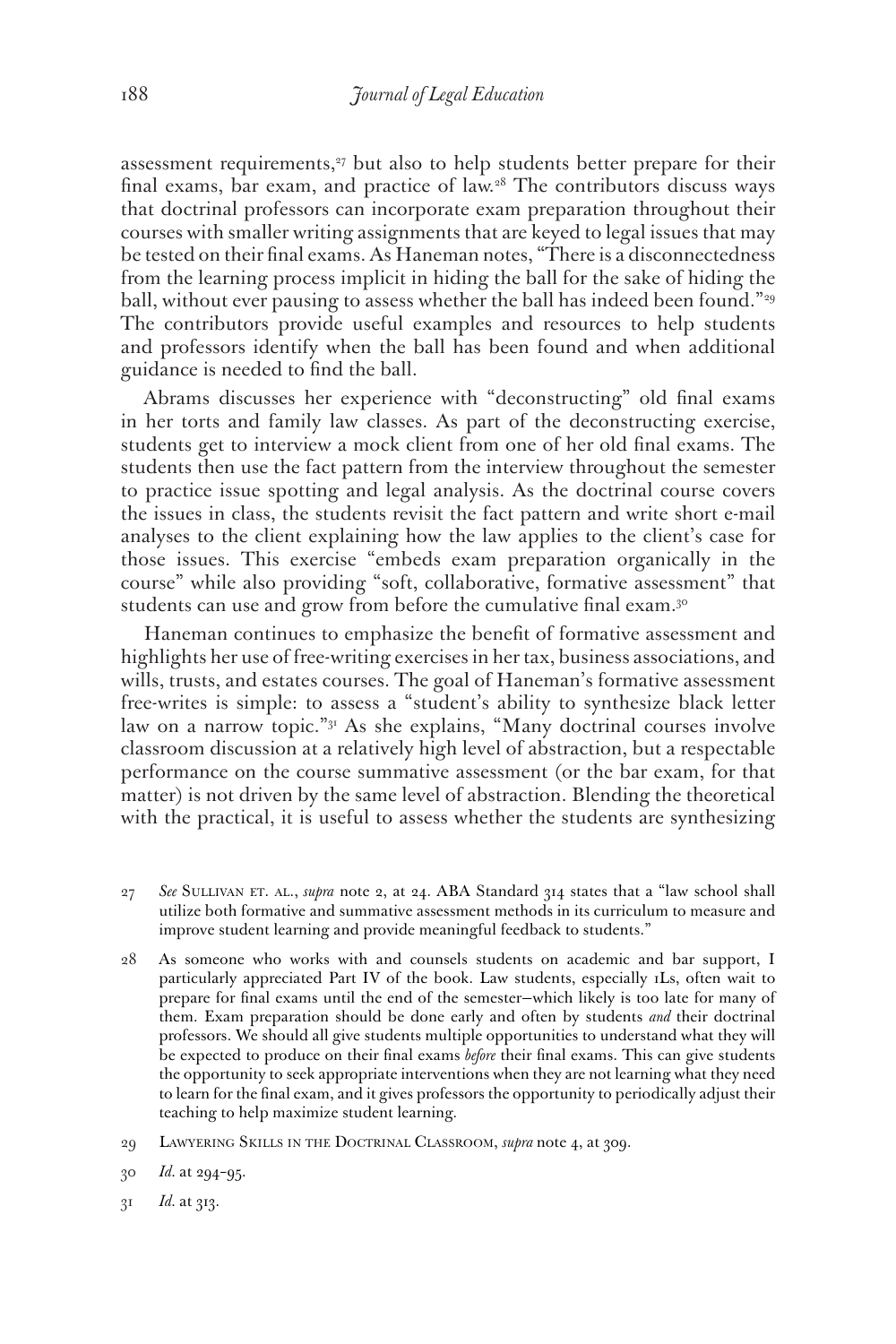assessment requirements,[27] but also to help students better prepare for their final exams, bar exam, and practice of law.[28] The contributors discuss ways that doctrinal professors can incorporate exam preparation throughout their courses with smaller writing assignments that are keyed to legal issues that may be tested on their final exams. As Haneman notes, "There is a disconnectedness from the learning process implicit in hiding the ball for the sake of hiding the ball, without ever pausing to assess whether the ball has indeed been found."[29] The contributors provide useful examples and resources to help students and professors identify when the ball has been found and when additional guidance is needed to find the ball.

Abrams discusses her experience with "deconstructing" old final exams in her torts and family law classes. As part of the deconstructing exercise, students get to interview a mock client from one of her old final exams. The students then use the fact pattern from the interview throughout the semester to practice issue spotting and legal analysis. As the doctrinal course covers the issues in class, the students revisit the fact pattern and write short e-mail analyses to the client explaining how the law applies to the client's case for those issues. This exercise "embeds exam preparation organically in the course" while also providing "soft, collaborative, formative assessment" that students can use and grow from before the cumulative final exam.[30]

Haneman continues to emphasize the benefit of formative assessment and highlights her use of free-writing exercises in her tax, business associations, and wills, trusts, and estates courses. The goal of Haneman's formative assessment free-writes is simple: to assess a "student's ability to synthesize black letter law on a narrow topic."[31] As she explains, "Many doctrinal courses involve classroom discussion at a relatively high level of abstraction, but a respectable performance on the course summative assessment (or the bar exam, for that matter) is not driven by the same level of abstraction. Blending the theoretical with the practical, it is useful to assess whether the students are synthesizing

---

27 *See* Sullivan et. al., *supra* note 2, at 24. ABA Standard 314 states that a "law school shall utilize both formative and summative assessment methods in its curriculum to measure and improve student learning and provide meaningful feedback to students."

28 As someone who works with and counsels students on academic and bar support, I particularly appreciated Part IV of the book. Law students, especially 1Ls, often wait to prepare for final exams until the end of the semester—which likely is too late for many of them. Exam preparation should be done early and often by students *and* their doctrinal professors. We should all give students multiple opportunities to understand what they will be expected to produce on their final exams *before* their final exams. This can give students the opportunity to seek appropriate interventions when they are not learning what they need to learn for the final exam, and it gives professors the opportunity to periodically adjust their teaching to help maximize student learning.

29 Lawyering Skills in the Doctrinal Classroom, *supra* note 4, at 309.

30 *Id.* at 294–95.

31 *Id.* at 313.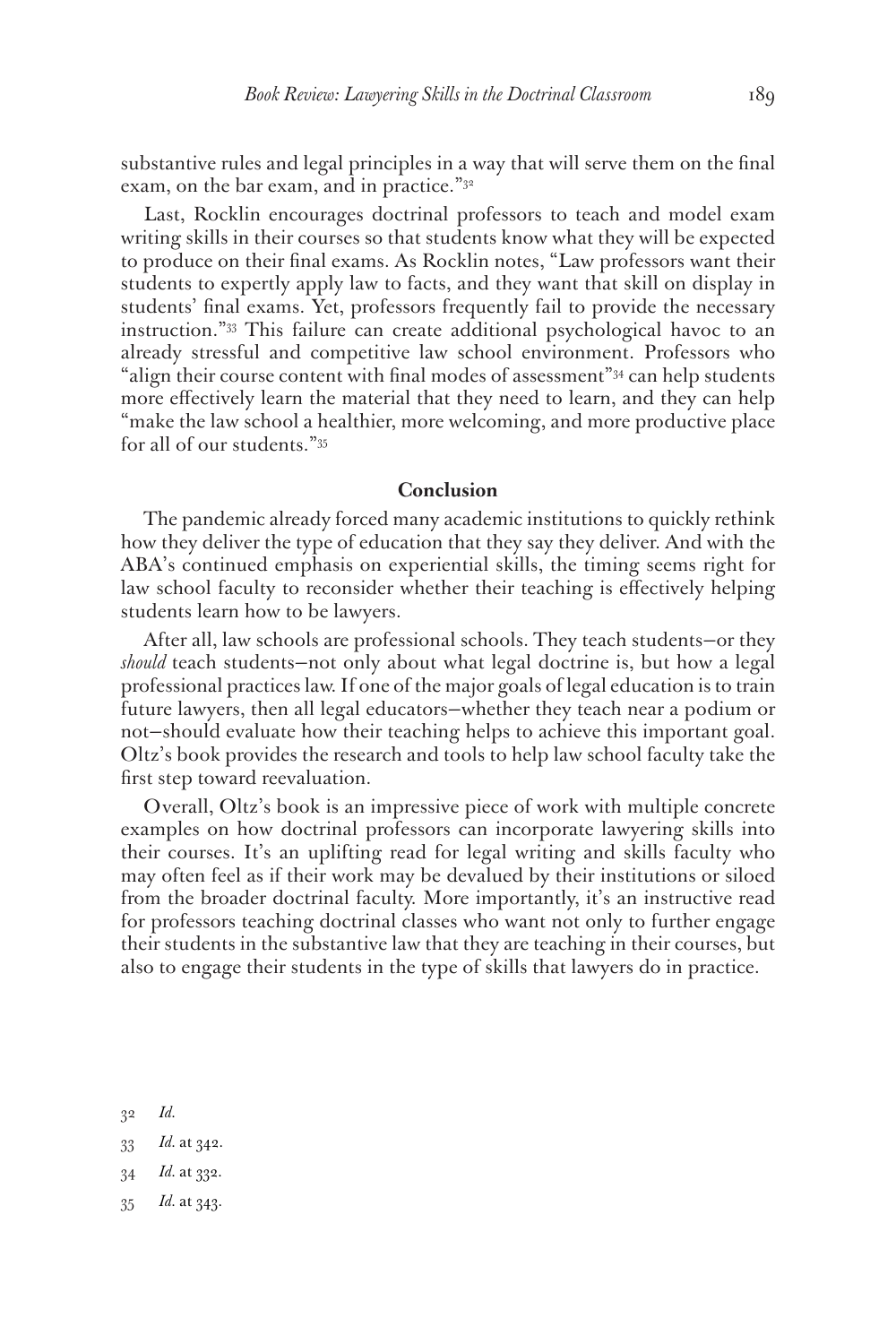substantive rules and legal principles in a way that will serve them on the final exam, on the bar exam, and in practice."[32]

Last, Rocklin encourages doctrinal professors to teach and model exam writing skills in their courses so that students know what they will be expected to produce on their final exams. As Rocklin notes, "Law professors want their students to expertly apply law to facts, and they want that skill on display in students' final exams. Yet, professors frequently fail to provide the necessary instruction."[33] This failure can create additional psychological havoc to an already stressful and competitive law school environment. Professors who "align their course content with final modes of assessment"[34] can help students more effectively learn the material that they need to learn, and they can help "make the law school a healthier, more welcoming, and more productive place for all of our students."[35]

## Conclusion

The pandemic already forced many academic institutions to quickly rethink how they deliver the type of education that they say they deliver. And with the ABA's continued emphasis on experiential skills, the timing seems right for law school faculty to reconsider whether their teaching is effectively helping students learn how to be lawyers.

After all, law schools are professional schools. They teach students—or they *should* teach students—not only about what legal doctrine is, but how a legal professional practices law. If one of the major goals of legal education is to train future lawyers, then all legal educators—whether they teach near a podium or not—should evaluate how their teaching helps to achieve this important goal. Oltz's book provides the research and tools to help law school faculty take the first step toward reevaluation.

Overall, Oltz's book is an impressive piece of work with multiple concrete examples on how doctrinal professors can incorporate lawyering skills into their courses. It's an uplifting read for legal writing and skills faculty who may often feel as if their work may be devalued by their institutions or siloed from the broader doctrinal faculty. More importantly, it's an instructive read for professors teaching doctrinal classes who want not only to further engage their students in the substantive law that they are teaching in their courses, but also to engage their students in the type of skills that lawyers do in practice.

32 *Id.*

33 *Id.* at 342.

34 *Id.* at 332.

35 *Id.* at 343.